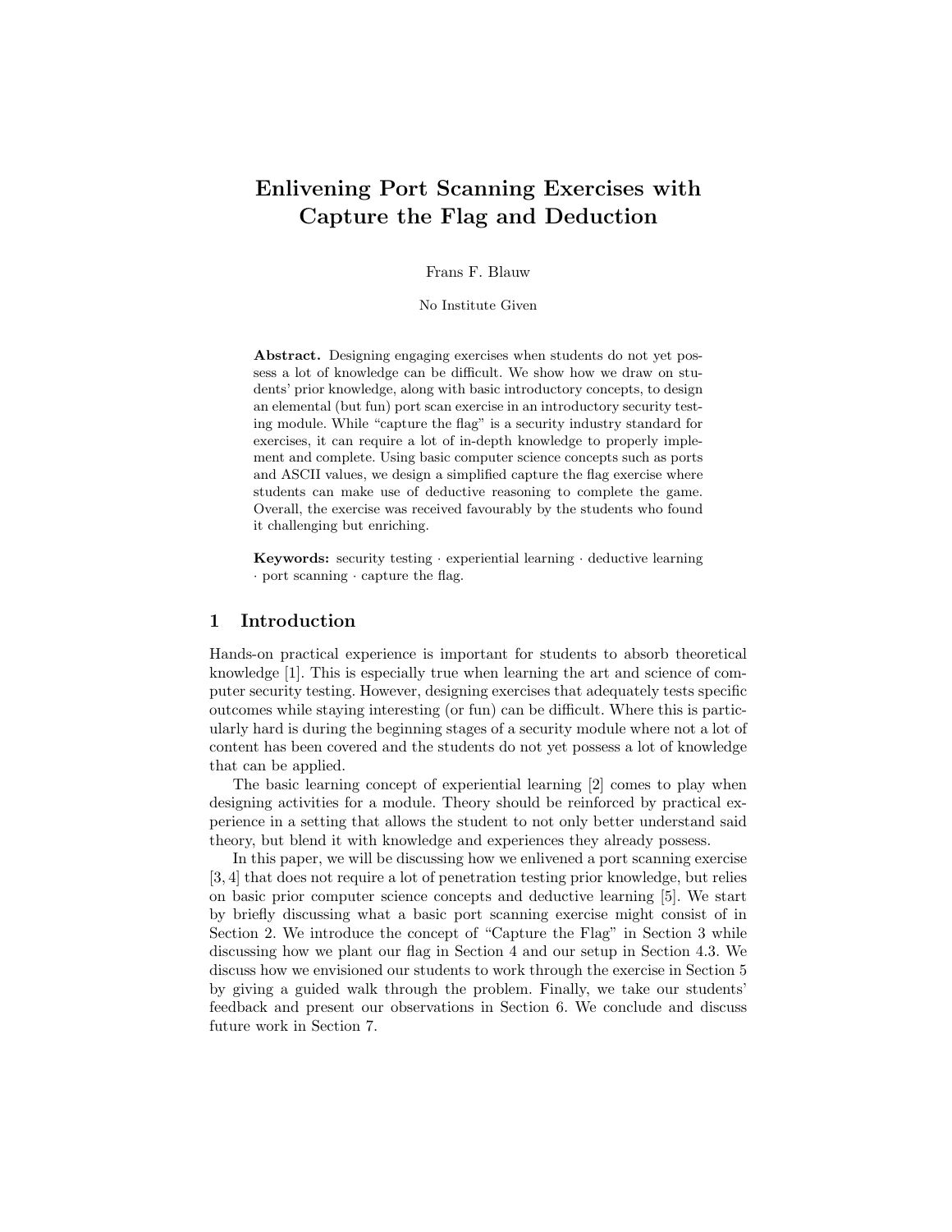# Enlivening Port Scanning Exercises with Capture the Flag and Deduction

Frans F. Blauw

No Institute Given

**Abstract.** Designing engaging exercises when students do not yet possess a lot of knowledge can be difficult. We show how we draw on students' prior knowledge, along with basic introductory concepts, to design an elemental (but fun) port scan exercise in an introductory security testing module. While "capture the flag" is a security industry standard for exercises, it can require a lot of in-depth knowledge to properly implement and complete. Using basic computer science concepts such as ports and ASCII values, we design a simplified capture the flag exercise where students can make use of deductive reasoning to complete the game. Overall, the exercise was received favourably by the students who found it challenging but enriching.

**Keywords:** security testing · experiential learning · deductive learning · port scanning · capture the flag.

## 1 Introduction

Hands-on practical experience is important for students to absorb theoretical knowledge [1]. This is especially true when learning the art and science of computer security testing. However, designing exercises that adequately tests specific outcomes while staying interesting (or fun) can be difficult. Where this is particularly hard is during the beginning stages of a security module where not a lot of content has been covered and the students do not yet possess a lot of knowledge that can be applied.

The basic learning concept of experiential learning [2] comes to play when designing activities for a module. Theory should be reinforced by practical experience in a setting that allows the student to not only better understand said theory, but blend it with knowledge and experiences they already possess.

In this paper, we will be discussing how we enlivened a port scanning exercise [3, 4] that does not require a lot of penetration testing prior knowledge, but relies on basic prior computer science concepts and deductive learning [5]. We start by briefly discussing what a basic port scanning exercise might consist of in Section 2. We introduce the concept of "Capture the Flag" in Section 3 while discussing how we plant our flag in Section 4 and our setup in Section 4.3. We discuss how we envisioned our students to work through the exercise in Section 5 by giving a guided walk through the problem. Finally, we take our students' feedback and present our observations in Section 6. We conclude and discuss future work in Section 7.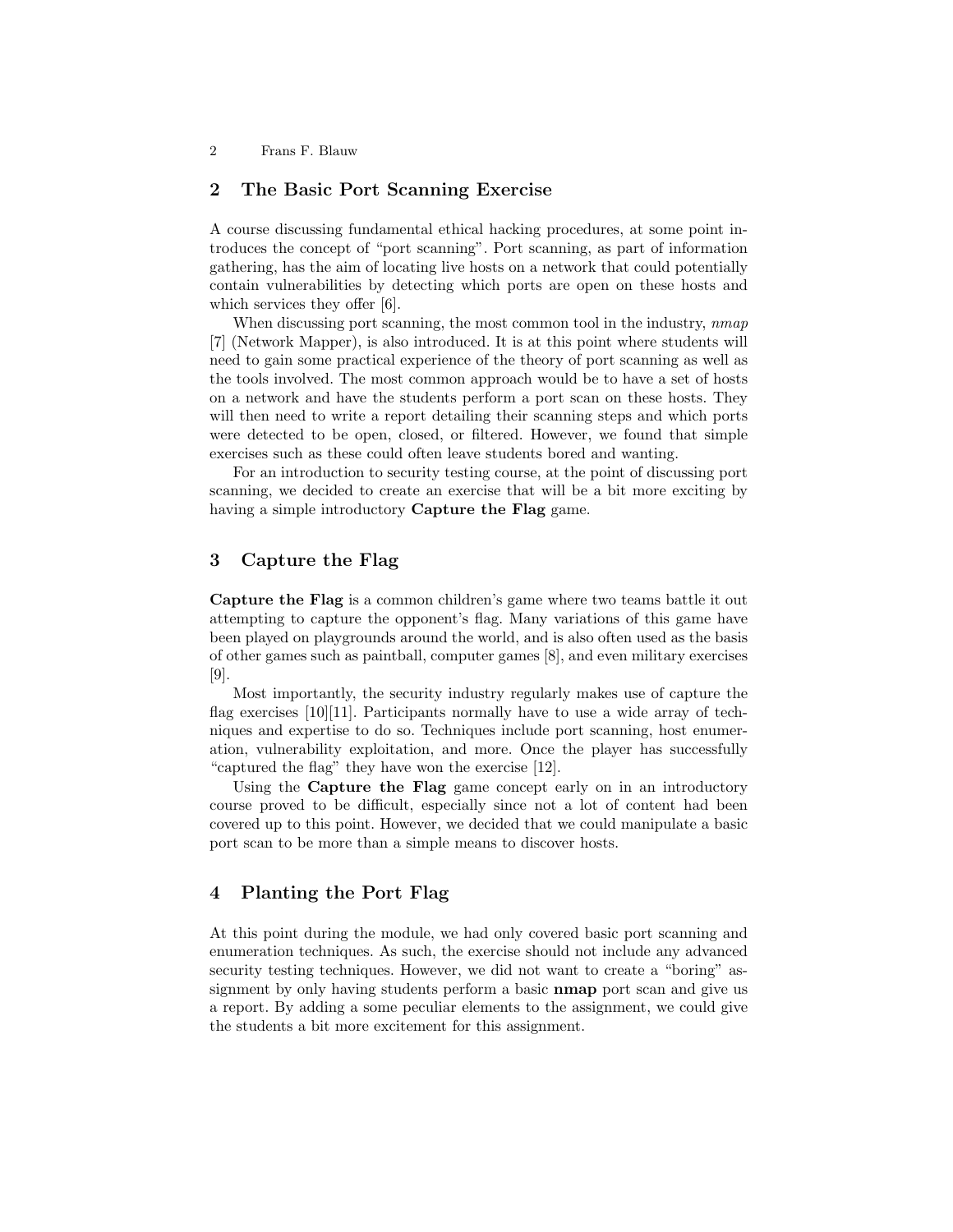## 2 The Basic Port Scanning Exercise

A course discussing fundamental ethical hacking procedures, at some point introduces the concept of "port scanning". Port scanning, as part of information gathering, has the aim of locating live hosts on a network that could potentially contain vulnerabilities by detecting which ports are open on these hosts and which services they offer [6].

When discussing port scanning, the most common tool in the industry, *nmap* [7] (Network Mapper), is also introduced. It is at this point where students will need to gain some practical experience of the theory of port scanning as well as the tools involved. The most common approach would be to have a set of hosts on a network and have the students perform a port scan on these hosts. They will then need to write a report detailing their scanning steps and which ports were detected to be open, closed, or filtered. However, we found that simple exercises such as these could often leave students bored and wanting.

For an introduction to security testing course, at the point of discussing port scanning, we decided to create an exercise that will be a bit more exciting by having a simple introductory **Capture the Flag** game.

## 3 Capture the Flag

**Capture the Flag** is a common children's game where two teams battle it out attempting to capture the opponent's flag. Many variations of this game have been played on playgrounds around the world, and is also often used as the basis of other games such as paintball, computer games [8], and even military exercises [9].

Most importantly, the security industry regularly makes use of capture the flag exercises [10][11]. Participants normally have to use a wide array of techniques and expertise to do so. Techniques include port scanning, host enumeration, vulnerability exploitation, and more. Once the player has successfully "captured the flag" they have won the exercise [12].

Using the **Capture the Flag** game concept early on in an introductory course proved to be difficult, especially since not a lot of content had been covered up to this point. However, we decided that we could manipulate a basic port scan to be more than a simple means to discover hosts.

## 4 Planting the Port Flag

At this point during the module, we had only covered basic port scanning and enumeration techniques. As such, the exercise should not include any advanced security testing techniques. However, we did not want to create a "boring" assignment by only having students perform a basic **nmap** port scan and give us a report. By adding a some peculiar elements to the assignment, we could give the students a bit more excitement for this assignment.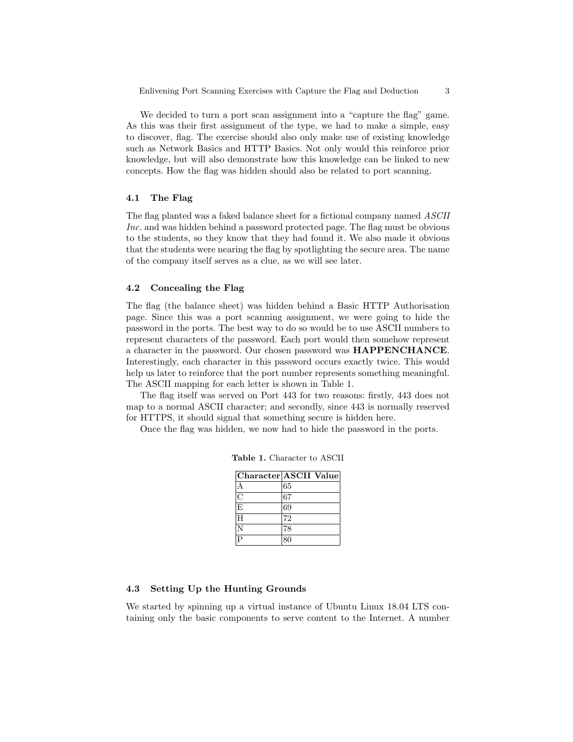We decided to turn a port scan assignment into a "capture the flag" game. As this was their first assignment of the type, we had to make a simple, easy to discover, flag. The exercise should also only make use of existing knowledge such as Network Basics and HTTP Basics. Not only would this reinforce prior knowledge, but will also demonstrate how this knowledge can be linked to new concepts. How the flag was hidden should also be related to port scanning.

### 4.1 The Flag

The flag planted was a faked balance sheet for a fictional company named *ASCII Inc.* and was hidden behind a password protected page. The flag must be obvious to the students, so they know that they had found it. We also made it obvious that the students were nearing the flag by spotlighting the secure area. The name of the company itself serves as a clue, as we will see later.

### 4.2 Concealing the Flag

The flag (the balance sheet) was hidden behind a Basic HTTP Authorisation page. Since this was a port scanning assignment, we were going to hide the password in the ports. The best way to do so would be to use ASCII numbers to represent characters of the password. Each port would then somehow represent a character in the password. Our chosen password was **HAPPENCHANCE**. Interestingly, each character in this password occurs exactly twice. This would help us later to reinforce that the port number represents something meaningful. The ASCII mapping for each letter is shown in Table 1.

The flag itself was served on Port 443 for two reasons: firstly, 443 does not map to a normal ASCII character; and secondly, since 443 is normally reserved for HTTPS, it should signal that something secure is hidden here.

Once the flag was hidden, we now had to hide the password in the ports.

**Table 1.** Character to ASCII

| Character | ASCII Value |
|---|---|
| A | 65 |
| C | 67 |
| E | 69 |
| H | 72 |
| N | 78 |
| P | 80 |

### 4.3 Setting Up the Hunting Grounds

We started by spinning up a virtual instance of Ubuntu Linux 18.04 LTS containing only the basic components to serve content to the Internet. A number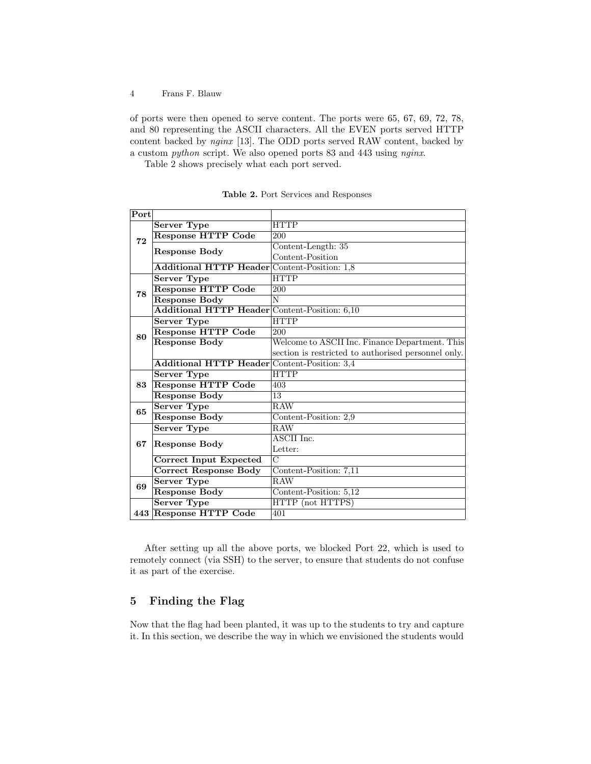of ports were then opened to serve content. The ports were 65, 67, 69, 72, 78, and 80 representing the ASCII characters. All the EVEN ports served HTTP content backed by *nginx* [13]. The ODD ports served RAW content, backed by a custom *python* script. We also opened ports 83 and 443 using *nginx*.

Table 2 shows precisely what each port served.

**Table 2.** Port Services and Responses

| Port | | |
|---|---|---|
| 72 | **Server Type** | HTTP |
| | **Response HTTP Code** | 200 |
| | **Response Body** | Content-Length: 35<br>Content-Position |
| | **Additional HTTP Header** | Content-Position: 1,8 |
| 78 | **Server Type** | HTTP |
| | **Response HTTP Code** | 200 |
| | **Response Body** | N |
| | **Additional HTTP Header** | Content-Position: 6,10 |
| 80 | **Server Type** | HTTP |
| | **Response HTTP Code** | 200 |
| | **Response Body** | Welcome to ASCII Inc. Finance Department. This section is restricted to authorised personnel only. |
| | **Additional HTTP Header** | Content-Position: 3,4 |
| 83 | **Server Type** | HTTP |
| | **Response HTTP Code** | 403 |
| | **Response Body** | 13 |
| 65 | **Server Type** | RAW |
| | **Response Body** | Content-Position: 2,9 |
| 67 | **Server Type** | RAW |
| | **Response Body** | ASCII Inc.<br>Letter: |
| | **Correct Input Expected** | C |
| | **Correct Response Body** | Content-Position: 7,11 |
| 69 | **Server Type** | RAW |
| | **Response Body** | Content-Position: 5,12 |
| 443 | **Server Type** | HTTP (not HTTPS) |
| | **Response HTTP Code** | 401 |

After setting up all the above ports, we blocked Port 22, which is used to remotely connect (via SSH) to the server, to ensure that students do not confuse it as part of the exercise.

## 5 Finding the Flag

Now that the flag had been planted, it was up to the students to try and capture it. In this section, we describe the way in which we envisioned the students would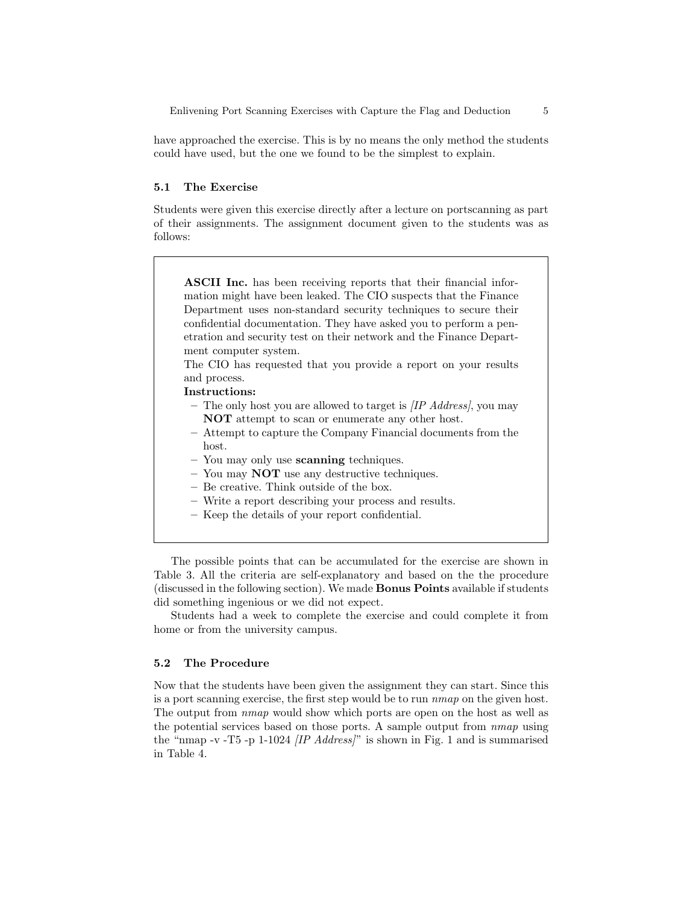have approached the exercise. This is by no means the only method the students could have used, but the one we found to be the simplest to explain.

### 5.1 The Exercise

Students were given this exercise directly after a lecture on portscanning as part of their assignments. The assignment document given to the students was as follows:

> **ASCII Inc.** has been receiving reports that their financial information might have been leaked. The CIO suspects that the Finance Department uses non-standard security techniques to secure their confidential documentation. They have asked you to perform a penetration and security test on their network and the Finance Department computer system.
>
> The CIO has requested that you provide a report on your results and process.
>
> **Instructions:**
> - The only host you are allowed to target is *[IP Address]*, you may **NOT** attempt to scan or enumerate any other host.
> - Attempt to capture the Company Financial documents from the host.
> - You may only use **scanning** techniques.
> - You may **NOT** use any destructive techniques.
> - Be creative. Think outside of the box.
> - Write a report describing your process and results.
> - Keep the details of your report confidential.

The possible points that can be accumulated for the exercise are shown in Table 3. All the criteria are self-explanatory and based on the the procedure (discussed in the following section). We made **Bonus Points** available if students did something ingenious or we did not expect.

Students had a week to complete the exercise and could complete it from home or from the university campus.

### 5.2 The Procedure

Now that the students have been given the assignment they can start. Since this is a port scanning exercise, the first step would be to run *nmap* on the given host. The output from *nmap* would show which ports are open on the host as well as the potential services based on those ports. A sample output from *nmap* using the "nmap -v -T5 -p 1-1024 *[IP Address]*" is shown in Fig. 1 and is summarised in Table 4.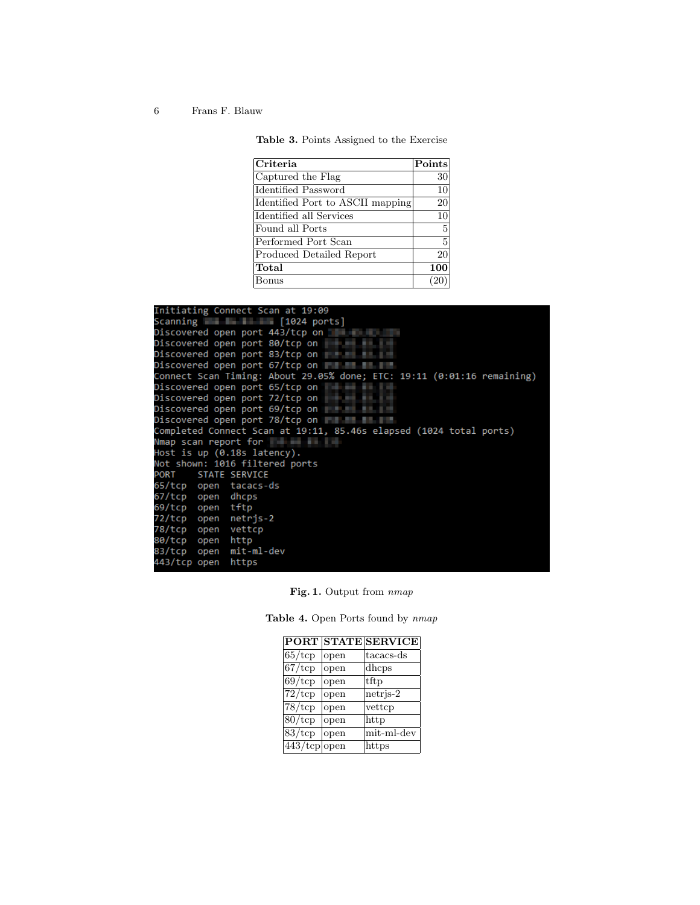**Table 3.** Points Assigned to the Exercise

| Criteria | Points |
|---|---|
| Captured the Flag | 30 |
| Identified Password | 10 |
| Identified Port to ASCII mapping | 20 |
| Identified all Services | 10 |
| Found all Ports | 5 |
| Performed Port Scan | 5 |
| Produced Detailed Report | 20 |
| **Total** | **100** |
| Bonus | (20) |

```
Initiating Connect Scan at 19:09
Scanning [1024 ports]
Discovered open port 443/tcp on
Discovered open port 80/tcp on
Discovered open port 83/tcp on
Discovered open port 67/tcp on
Connect Scan Timing: About 29.05% done; ETC: 19:11 (0:01:16 remaining)
Discovered open port 65/tcp on
Discovered open port 72/tcp on
Discovered open port 69/tcp on
Discovered open port 78/tcp on
Completed Connect Scan at 19:11, 85.46s elapsed (1024 total ports)
Nmap scan report for
Host is up (0.18s latency).
Not shown: 1016 filtered ports
PORT    STATE SERVICE
65/tcp  open  tacacs-ds
67/tcp  open  dhcps
69/tcp  open  tftp
72/tcp  open  netrjs-2
78/tcp  open  vettcp
80/tcp  open  http
83/tcp  open  mit-ml-dev
443/tcp open  https
```

**Fig. 1.** Output from *nmap*

**Table 4.** Open Ports found by *nmap*

| PORT | STATE | SERVICE |
|---|---|---|
| 65/tcp | open | tacacs-ds |
| 67/tcp | open | dhcps |
| 69/tcp | open | tftp |
| 72/tcp | open | netrjs-2 |
| 78/tcp | open | vettcp |
| 80/tcp | open | http |
| 83/tcp | open | mit-ml-dev |
| 443/tcp | open | https |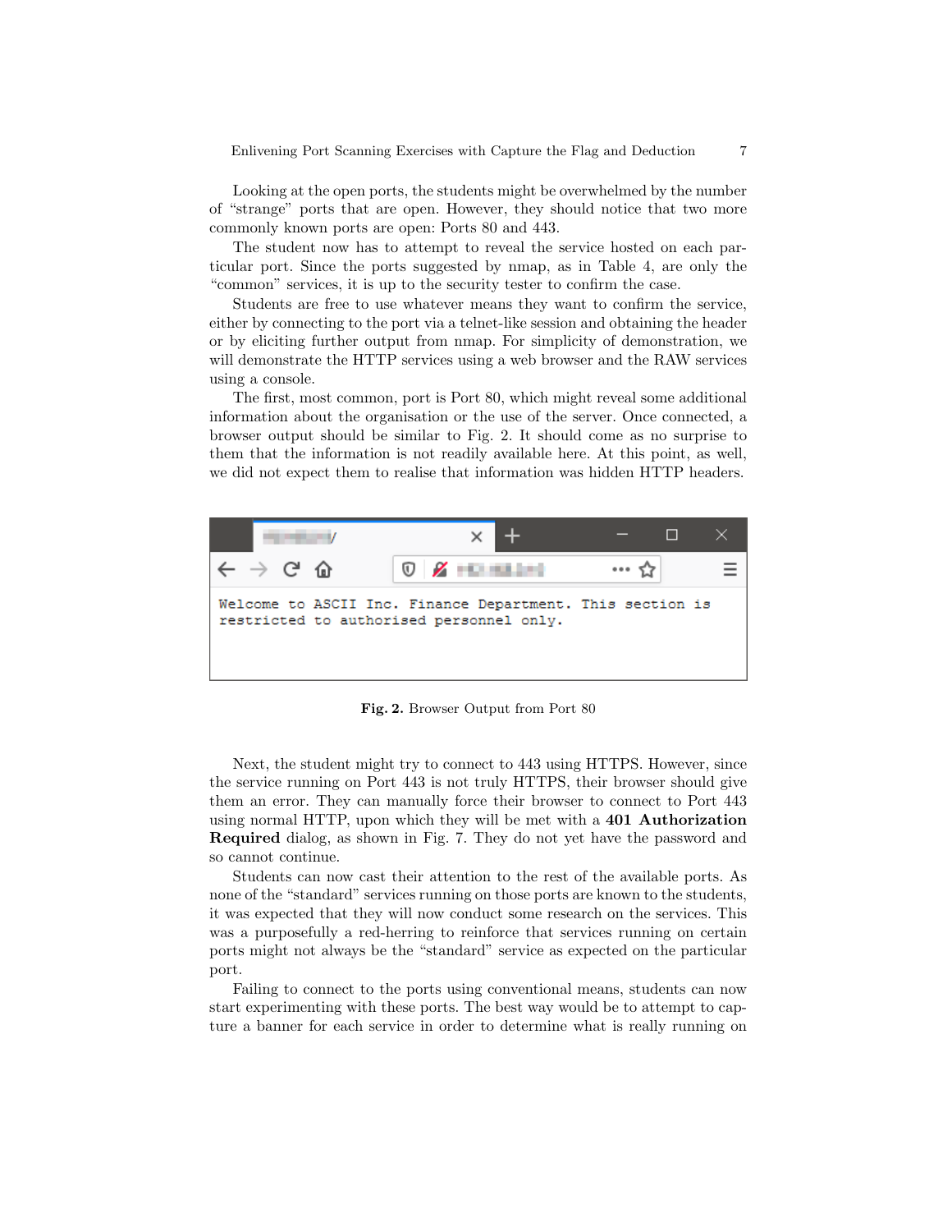Looking at the open ports, the students might be overwhelmed by the number of "strange" ports that are open. However, they should notice that two more commonly known ports are open: Ports 80 and 443.

The student now has to attempt to reveal the service hosted on each particular port. Since the ports suggested by nmap, as in Table 4, are only the "common" services, it is up to the security tester to confirm the case.

Students are free to use whatever means they want to confirm the service, either by connecting to the port via a telnet-like session and obtaining the header or by eliciting further output from nmap. For simplicity of demonstration, we will demonstrate the HTTP services using a web browser and the RAW services using a console.

The first, most common, port is Port 80, which might reveal some additional information about the organisation or the use of the server. Once connected, a browser output should be similar to Fig. 2. It should come as no surprise to them that the information is not readily available here. At this point, as well, we did not expect them to realise that information was hidden HTTP headers.

```
Welcome to ASCII Inc. Finance Department. This section is
restricted to authorised personnel only.
```

**Fig. 2.** Browser Output from Port 80

Next, the student might try to connect to 443 using HTTPS. However, since the service running on Port 443 is not truly HTTPS, their browser should give them an error. They can manually force their browser to connect to Port 443 using normal HTTP, upon which they will be met with a **401 Authorization Required** dialog, as shown in Fig. 7. They do not yet have the password and so cannot continue.

Students can now cast their attention to the rest of the available ports. As none of the "standard" services running on those ports are known to the students, it was expected that they will now conduct some research on the services. This was a purposefully a red-herring to reinforce that services running on certain ports might not always be the "standard" service as expected on the particular port.

Failing to connect to the ports using conventional means, students can now start experimenting with these ports. The best way would be to attempt to capture a banner for each service in order to determine what is really running on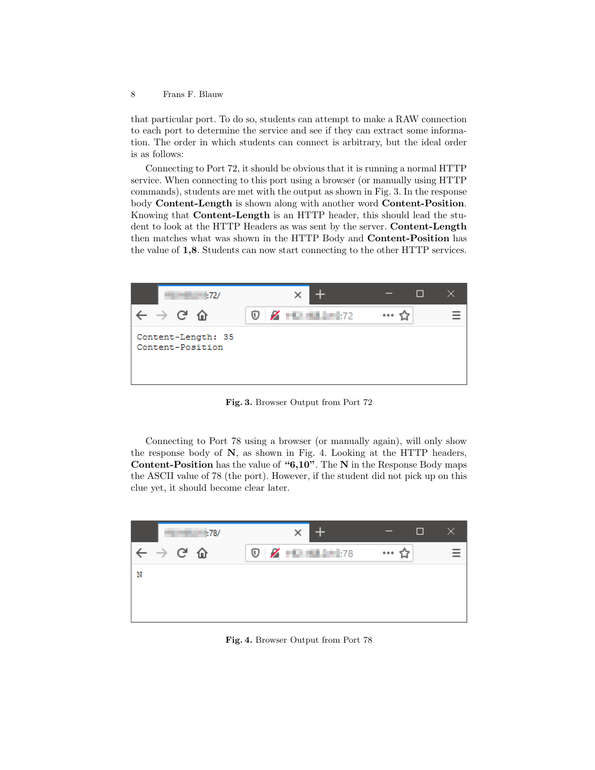that particular port. To do so, students can attempt to make a RAW connection to each port to determine the service and see if they can extract some information. The order in which students can connect is arbitrary, but the ideal order is as follows:

Connecting to Port 72, it should be obvious that it is running a normal HTTP service. When connecting to this port using a browser (or manually using HTTP commands), students are met with the output as shown in Fig. 3. In the response body **Content-Length** is shown along with another word **Content-Position**. Knowing that **Content-Length** is an HTTP header, this should lead the student to look at the HTTP Headers as was sent by the server. **Content-Length** then matches what was shown in the HTTP Body and **Content-Position** has the value of **1,8**. Students can now start connecting to the other HTTP services.

**Fig. 3.** Browser Output from Port 72

Connecting to Port 78 using a browser (or manually again), will only show the response body of **N**, as shown in Fig. 4. Looking at the HTTP headers, **Content-Position** has the value of **"6,10"**. The **N** in the Response Body maps the ASCII value of 78 (the port). However, if the student did not pick up on this clue yet, it should become clear later.

**Fig. 4.** Browser Output from Port 78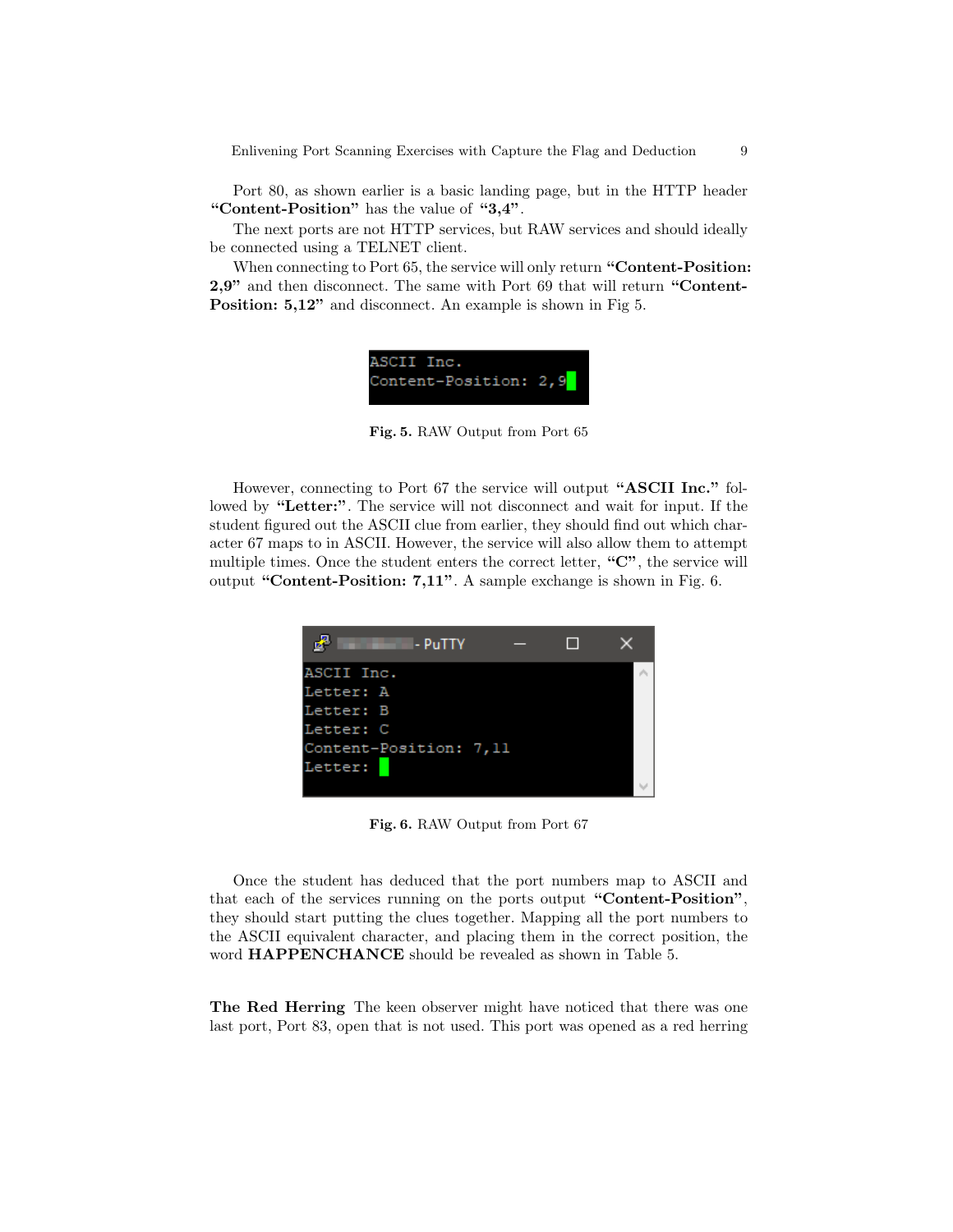Port 80, as shown earlier is a basic landing page, but in the HTTP header **"Content-Position"** has the value of **"3,4"**.

The next ports are not HTTP services, but RAW services and should ideally be connected using a TELNET client.

When connecting to Port 65, the service will only return **"Content-Position: 2,9"** and then disconnect. The same with Port 69 that will return **"Content-Position: 5,12"** and disconnect. An example is shown in Fig 5.

```
ASCII Inc.
Content-Position: 2,9
```

**Fig. 5.** RAW Output from Port 65

However, connecting to Port 67 the service will output **"ASCII Inc."** followed by **"Letter:"**. The service will not disconnect and wait for input. If the student figured out the ASCII clue from earlier, they should find out which character 67 maps to in ASCII. However, the service will also allow them to attempt multiple times. Once the student enters the correct letter, **"C"**, the service will output **"Content-Position: 7,11"**. A sample exchange is shown in Fig. 6.

```
ASCII Inc.
Letter: A
Letter: B
Letter: C
Content-Position: 7,11
Letter:
```

**Fig. 6.** RAW Output from Port 67

Once the student has deduced that the port numbers map to ASCII and that each of the services running on the ports output **"Content-Position"**, they should start putting the clues together. Mapping all the port numbers to the ASCII equivalent character, and placing them in the correct position, the word **HAPPENCHANCE** should be revealed as shown in Table 5.

**The Red Herring** The keen observer might have noticed that there was one last port, Port 83, open that is not used. This port was opened as a red herring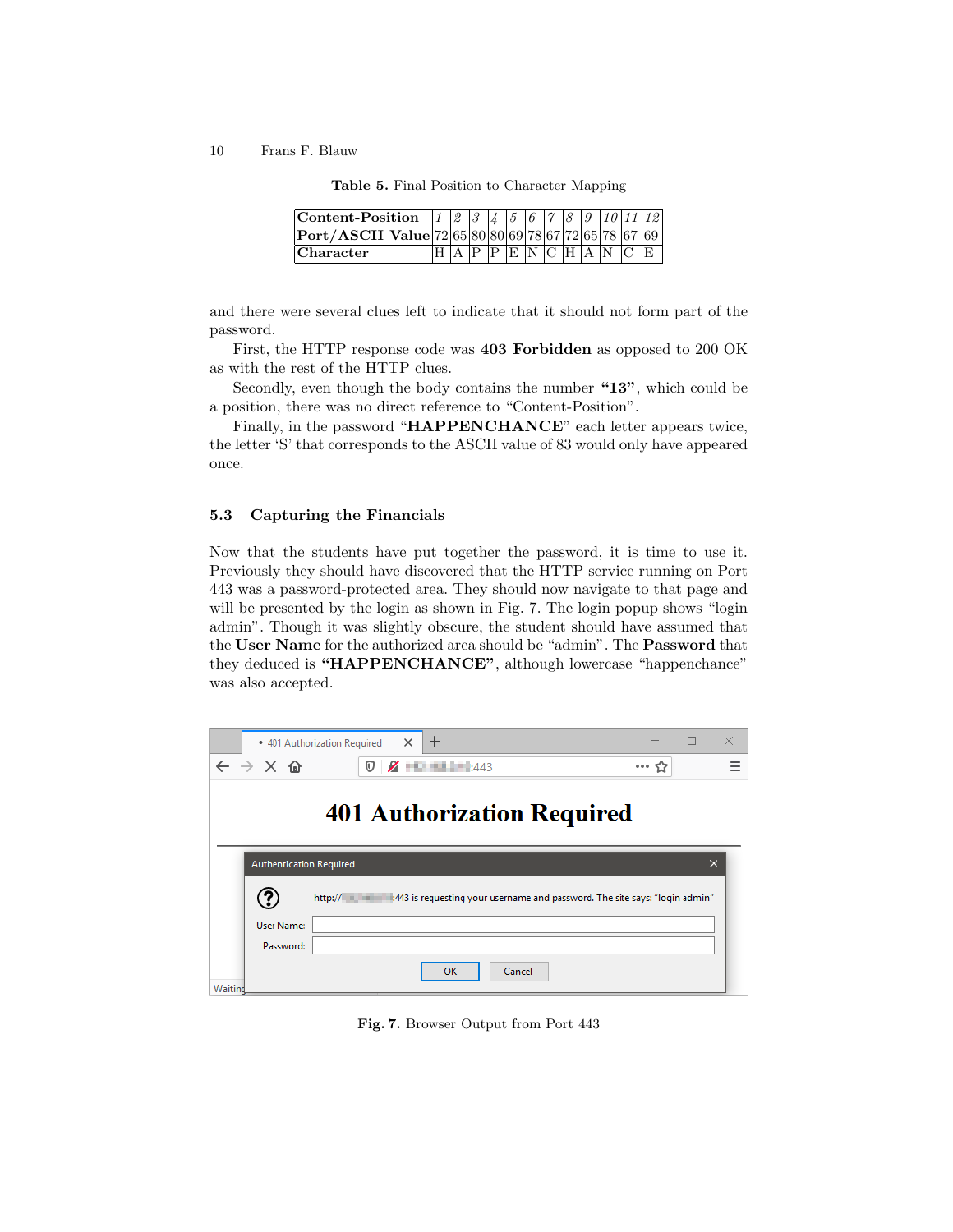Table 5. Final Position to Character Mapping

| **Content-Position** | *1* | *2* | *3* | *4* | *5* | *6* | *7* | *8* | *9* | *10* | *11* | *12* |
|---|---|---|---|---|---|---|---|---|---|---|---|---|
| **Port/ASCII Value** | 72 | 65 | 80 | 80 | 69 | 78 | 67 | 72 | 65 | 78 | 67 | 69 |
| **Character** | H | A | P | P | E | N | C | H | A | N | C | E |

and there were several clues left to indicate that it should not form part of the password.

First, the HTTP response code was **403 Forbidden** as opposed to 200 OK as with the rest of the HTTP clues.

Secondly, even though the body contains the number **"13"**, which could be a position, there was no direct reference to "Content-Position".

Finally, in the password "**HAPPENCHANCE**" each letter appears twice, the letter 'S' that corresponds to the ASCII value of 83 would only have appeared once.

### 5.3 Capturing the Financials

Now that the students have put together the password, it is time to use it. Previously they should have discovered that the HTTP service running on Port 443 was a password-protected area. They should now navigate to that page and will be presented by the login as shown in Fig. 7. The login popup shows "login admin". Though it was slightly obscure, the student should have assumed that the **User Name** for the authorized area should be "admin". The **Password** that they deduced is **"HAPPENCHANCE"**, although lowercase "happenchance" was also accepted.

Fig. 7. Browser Output from Port 443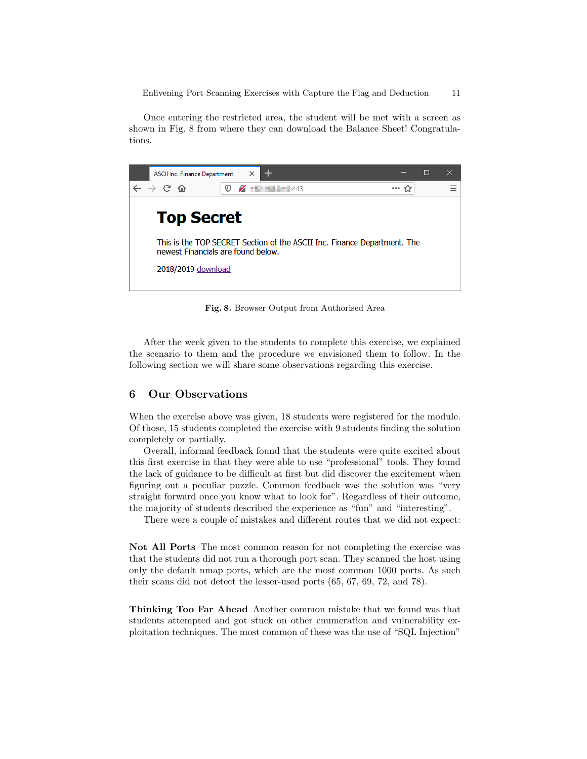Once entering the restricted area, the student will be met with a screen as shown in Fig. 8 from where they can download the Balance Sheet! Congratulations.

**Fig. 8.** Browser Output from Authorised Area

After the week given to the students to complete this exercise, we explained the scenario to them and the procedure we envisioned them to follow. In the following section we will share some observations regarding this exercise.

## 6 Our Observations

When the exercise above was given, 18 students were registered for the module. Of those, 15 students completed the exercise with 9 students finding the solution completely or partially.

Overall, informal feedback found that the students were quite excited about this first exercise in that they were able to use "professional" tools. They found the lack of guidance to be difficult at first but did discover the excitement when figuring out a peculiar puzzle. Common feedback was the solution was "very straight forward once you know what to look for". Regardless of their outcome, the majority of students described the experience as "fun" and "interesting".

There were a couple of mistakes and different routes that we did not expect:

**Not All Ports** The most common reason for not completing the exercise was that the students did not run a thorough port scan. They scanned the host using only the default nmap ports, which are the most common 1000 ports. As such their scans did not detect the lesser-used ports (65, 67, 69, 72, and 78).

**Thinking Too Far Ahead** Another common mistake that we found was that students attempted and got stuck on other enumeration and vulnerability exploitation techniques. The most common of these was the use of "SQL Injection"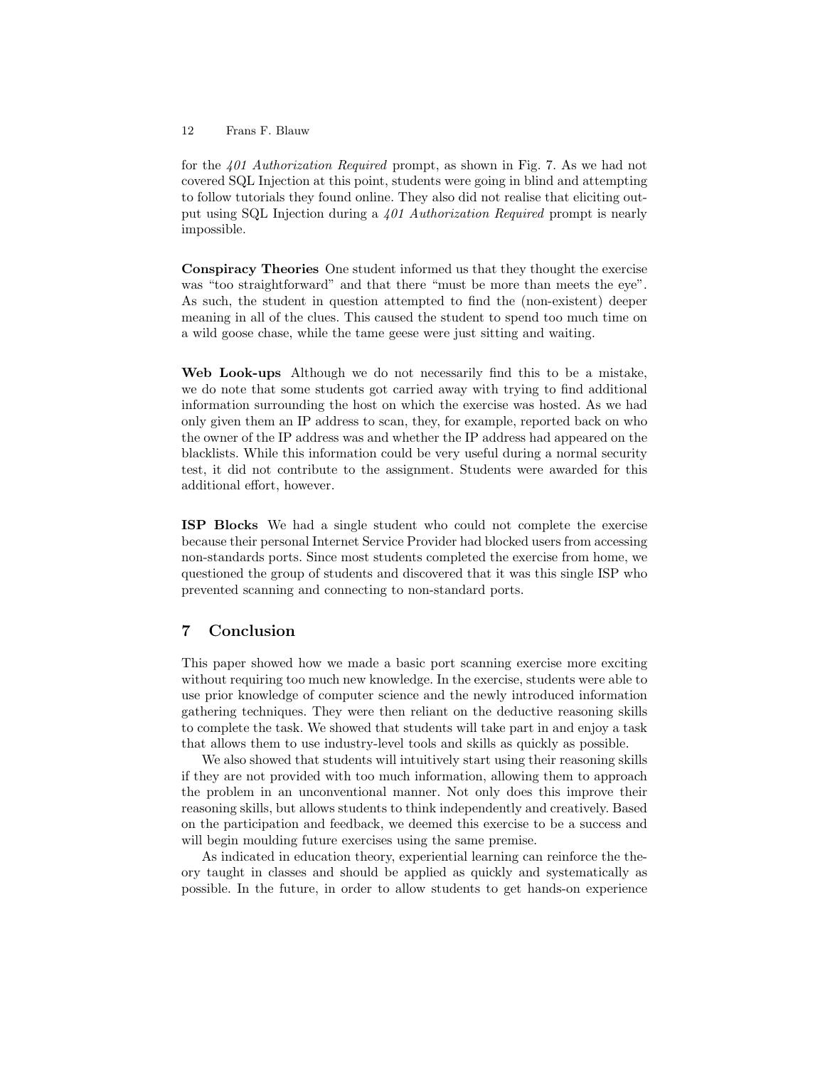for the *401 Authorization Required* prompt, as shown in Fig. 7. As we had not covered SQL Injection at this point, students were going in blind and attempting to follow tutorials they found online. They also did not realise that eliciting output using SQL Injection during a *401 Authorization Required* prompt is nearly impossible.

**Conspiracy Theories** One student informed us that they thought the exercise was "too straightforward" and that there "must be more than meets the eye". As such, the student in question attempted to find the (non-existent) deeper meaning in all of the clues. This caused the student to spend too much time on a wild goose chase, while the tame geese were just sitting and waiting.

**Web Look-ups** Although we do not necessarily find this to be a mistake, we do note that some students got carried away with trying to find additional information surrounding the host on which the exercise was hosted. As we had only given them an IP address to scan, they, for example, reported back on who the owner of the IP address was and whether the IP address had appeared on the blacklists. While this information could be very useful during a normal security test, it did not contribute to the assignment. Students were awarded for this additional effort, however.

**ISP Blocks** We had a single student who could not complete the exercise because their personal Internet Service Provider had blocked users from accessing non-standards ports. Since most students completed the exercise from home, we questioned the group of students and discovered that it was this single ISP who prevented scanning and connecting to non-standard ports.

## 7 Conclusion

This paper showed how we made a basic port scanning exercise more exciting without requiring too much new knowledge. In the exercise, students were able to use prior knowledge of computer science and the newly introduced information gathering techniques. They were then reliant on the deductive reasoning skills to complete the task. We showed that students will take part in and enjoy a task that allows them to use industry-level tools and skills as quickly as possible.

We also showed that students will intuitively start using their reasoning skills if they are not provided with too much information, allowing them to approach the problem in an unconventional manner. Not only does this improve their reasoning skills, but allows students to think independently and creatively. Based on the participation and feedback, we deemed this exercise to be a success and will begin moulding future exercises using the same premise.

As indicated in education theory, experiential learning can reinforce the theory taught in classes and should be applied as quickly and systematically as possible. In the future, in order to allow students to get hands-on experience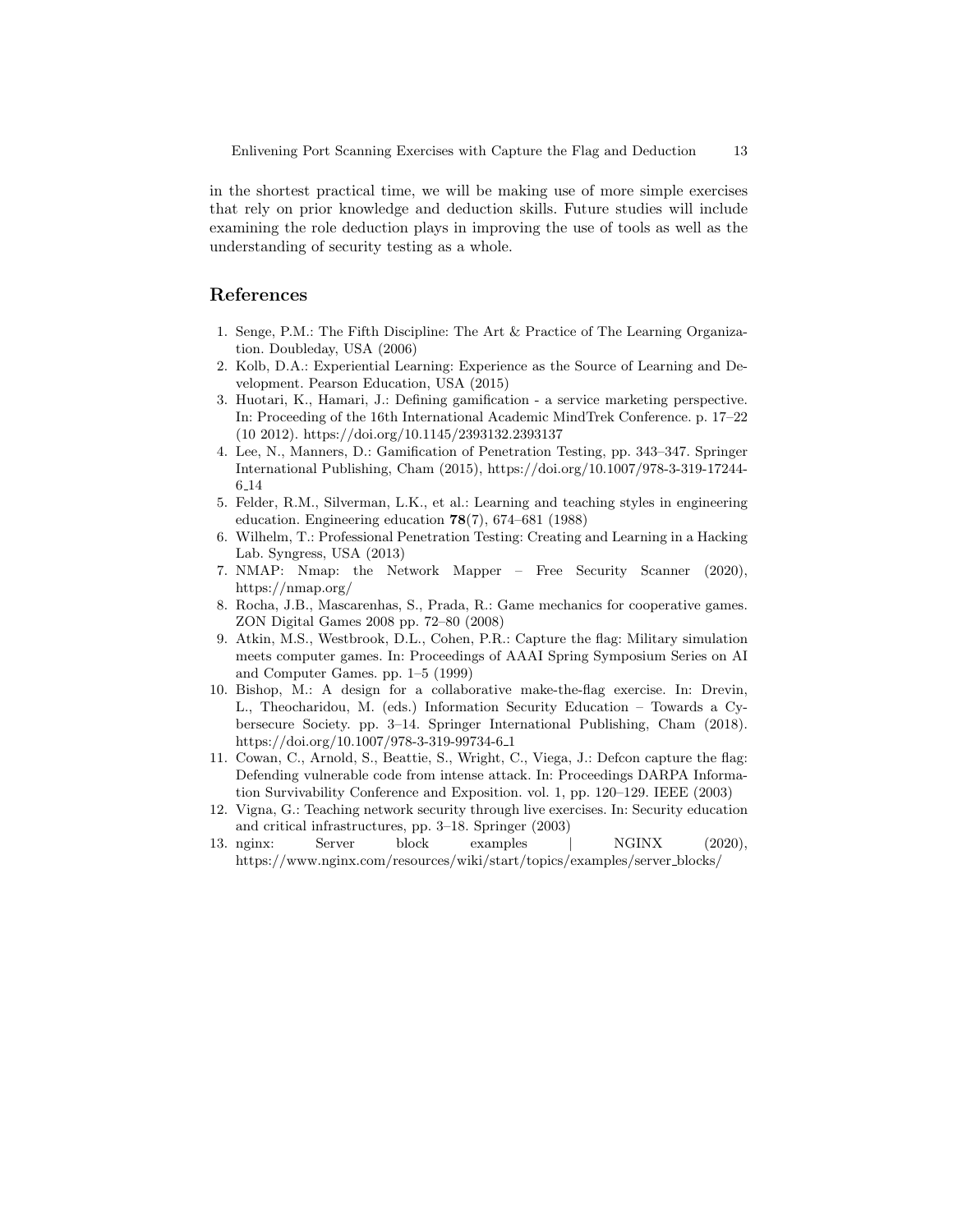in the shortest practical time, we will be making use of more simple exercises that rely on prior knowledge and deduction skills. Future studies will include examining the role deduction plays in improving the use of tools as well as the understanding of security testing as a whole.

## References

1. Senge, P.M.: The Fifth Discipline: The Art & Practice of The Learning Organization. Doubleday, USA (2006)
2. Kolb, D.A.: Experiential Learning: Experience as the Source of Learning and Development. Pearson Education, USA (2015)
3. Huotari, K., Hamari, J.: Defining gamification - a service marketing perspective. In: Proceeding of the 16th International Academic MindTrek Conference. p. 17–22 (10 2012). https://doi.org/10.1145/2393132.2393137
4. Lee, N., Manners, D.: Gamification of Penetration Testing, pp. 343–347. Springer International Publishing, Cham (2015), https://doi.org/10.1007/978-3-319-17244-6_14
5. Felder, R.M., Silverman, L.K., et al.: Learning and teaching styles in engineering education. Engineering education **78**(7), 674–681 (1988)
6. Wilhelm, T.: Professional Penetration Testing: Creating and Learning in a Hacking Lab. Syngress, USA (2013)
7. NMAP: Nmap: the Network Mapper – Free Security Scanner (2020), https://nmap.org/
8. Rocha, J.B., Mascarenhas, S., Prada, R.: Game mechanics for cooperative games. ZON Digital Games 2008 pp. 72–80 (2008)
9. Atkin, M.S., Westbrook, D.L., Cohen, P.R.: Capture the flag: Military simulation meets computer games. In: Proceedings of AAAI Spring Symposium Series on AI and Computer Games. pp. 1–5 (1999)
10. Bishop, M.: A design for a collaborative make-the-flag exercise. In: Drevin, L., Theocharidou, M. (eds.) Information Security Education – Towards a Cybersecure Society. pp. 3–14. Springer International Publishing, Cham (2018). https://doi.org/10.1007/978-3-319-99734-6_1
11. Cowan, C., Arnold, S., Beattie, S., Wright, C., Viega, J.: Defcon capture the flag: Defending vulnerable code from intense attack. In: Proceedings DARPA Information Survivability Conference and Exposition. vol. 1, pp. 120–129. IEEE (2003)
12. Vigna, G.: Teaching network security through live exercises. In: Security education and critical infrastructures, pp. 3–18. Springer (2003)
13. nginx: Server block examples | NGINX (2020), https://www.nginx.com/resources/wiki/start/topics/examples/server_blocks/